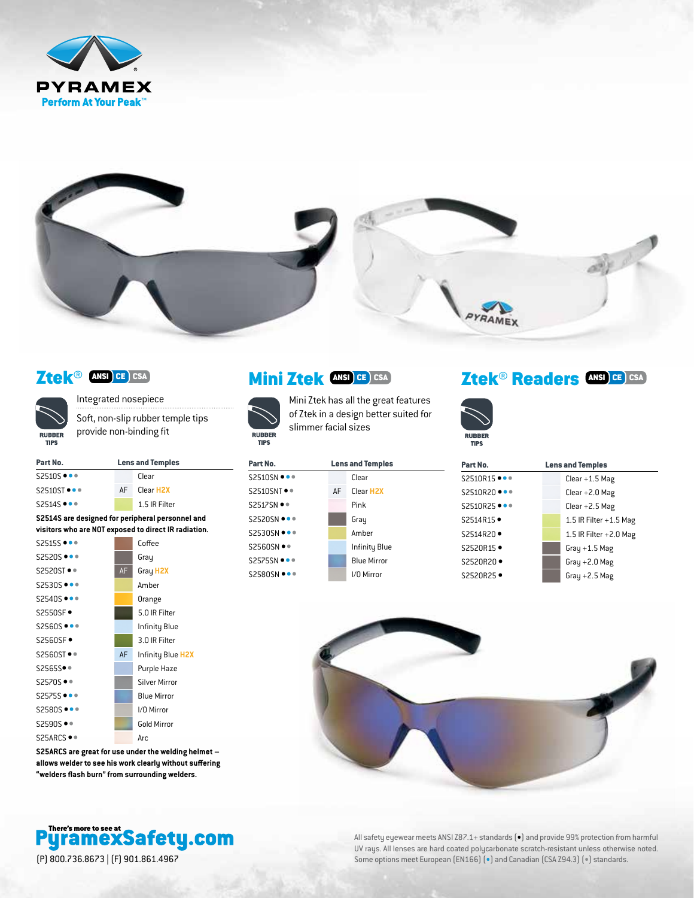PYRAMEX
Perform At Your Peak™

## Ztek® ANSI CE CSA

RUBBER TIPS

Integrated nosepiece

Soft, non-slip rubber temple tips provide non-binding fit

| Part No. | | Lens and Temples |
|---|---|---|
| S2510S ••• | | Clear |
| S2510ST ••• | AF | Clear H2X |
| S2514S ••• | | 1.5 IR Filter |

**S2514S are designed for peripheral personnel and visitors who are NOT exposed to direct IR radiation.**

| Part No. | | Lens and Temples |
|---|---|---|
| S2515S ••• | | Coffee |
| S2520S ••• | | Gray |
| S2520ST •• | AF | Gray H2X |
| S2530S ••• | | Amber |
| S2540S ••• | | Orange |
| S2550SF • | | 5.0 IR Filter |
| S2560S ••• | | Infinity Blue |
| S2560SF • | | 3.0 IR Filter |
| S2560ST •• | AF | Infinity Blue H2X |
| S2565S•• | | Purple Haze |
| S2570S •• | | Silver Mirror |
| S2575S ••• | | Blue Mirror |
| S2580S ••• | | I/O Mirror |
| S2590S •• | | Gold Mirror |
| S25ARCS •• | | Arc |

**S25ARCS are great for use under the welding helmet – allows welder to see his work clearly without suffering "welders flash burn" from surrounding welders.**

## Mini Ztek ANSI CE CSA

RUBBER TIPS

Mini Ztek has all the great features of Ztek in a design better suited for slimmer facial sizes

| Part No. | | Lens and Temples |
|---|---|---|
| S2510SN ••• | | Clear |
| S2510SNT •• | AF | Clear H2X |
| S2517SN •• | | Pink |
| S2520SN ••• | | Gray |
| S2530SN ••• | | Amber |
| S2560SN •• | | Infinity Blue |
| S2575SN ••• | | Blue Mirror |
| S2580SN ••• | | I/O Mirror |

## Ztek® Readers ANSI CE CSA

RUBBER TIPS

| Part No. | | Lens and Temples |
|---|---|---|
| S2510R15 ••• | | Clear +1.5 Mag |
| S2510R20 ••• | | Clear +2.0 Mag |
| S2510R25 ••• | | Clear +2.5 Mag |
| S2514R15 • | | 1.5 IR Filter +1.5 Mag |
| S2514R20 • | | 1.5 IR Filter +2.0 Mag |
| S2520R15 • | | Gray +1.5 Mag |
| S2520R20 • | | Gray +2.0 Mag |
| S2520R25 • | | Gray +2.5 Mag |

There's more to see at **PyramexSafety.com**

(P) 800.736.8673 | (F) 901.861.4967

All safety eyewear meets ANSI Z87.1+ standards (•) and provide 99% protection from harmful UV rays. All lenses are hard coated polycarbonate scratch-resistant unless otherwise noted. Some options meet European (EN166) (•) and Canadian (CSA Z94.3) (•) standards.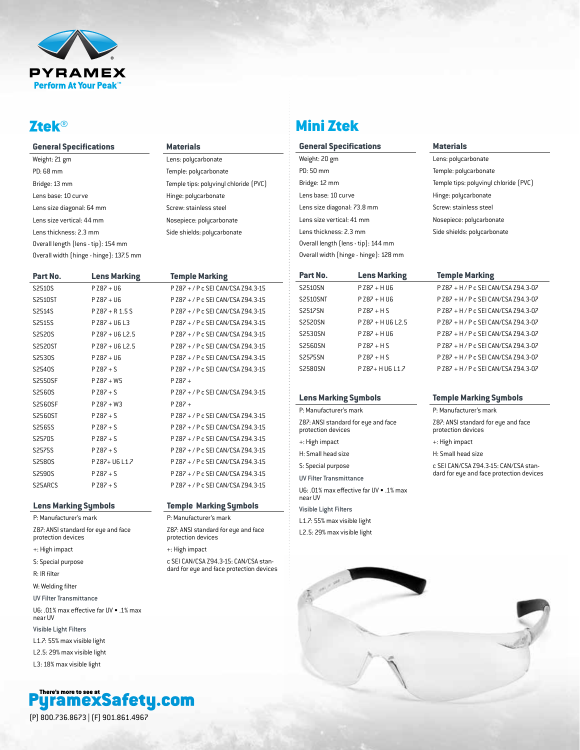# Ztek®

## General Specifications

- Weight: 21 gm
- PD: 68 mm
- Bridge: 13 mm
- Lens base: 10 curve
- Lens size diagonal: 64 mm
- Lens size vertical: 44 mm
- Lens thickness: 2.3 mm
- Overall length (lens - tip): 154 mm
- Overall width (hinge - hinge): 137.5 mm

## Materials

- Lens: polycarbonate
- Temple: polycarbonate
- Temple tips: polyvinyl chloride (PVC)
- Hinge: polycarbonate
- Screw: stainless steel
- Nosepiece: polycarbonate
- Side shields: polycarbonate

| Part No. | Lens Marking | Temple Marking |
|---|---|---|
| S2510S | P Z87 + U6 | P Z87 + / P c SEI CAN/CSA Z94.3-15 |
| S2510ST | P Z87 + U6 | P Z87 + / P c SEI CAN/CSA Z94.3-15 |
| S2514S | P Z87 + R 1.5 S | P Z87 + / P c SEI CAN/CSA Z94.3-15 |
| S2515S | P Z87 + U6 L3 | P Z87 + / P c SEI CAN/CSA Z94.3-15 |
| S2520S | P Z87 + U6 L2.5 | P Z87 + / P c SEI CAN/CSA Z94.3-15 |
| S2520ST | P Z87 + U6 L2.5 | P Z87 + / P c SEI CAN/CSA Z94.3-15 |
| S2530S | P Z87 + U6 | P Z87 + / P c SEI CAN/CSA Z94.3-15 |
| S2540S | P Z87 + S | P Z87 + / P c SEI CAN/CSA Z94.3-15 |
| S2550SF | P Z87 + W5 | P Z87 + |
| S2560S | P Z87 + S | P Z87 + / P c SEI CAN/CSA Z94.3-15 |
| S2560SF | P Z87 + W3 | P Z87 + |
| S2560ST | P Z87 + S | P Z87 + / P c SEI CAN/CSA Z94.3-15 |
| S2565S | P Z87 + S | P Z87 + / P c SEI CAN/CSA Z94.3-15 |
| S2570S | P Z87 + S | P Z87 + / P c SEI CAN/CSA Z94.3-15 |
| S2575S | P Z87 + S | P Z87 + / P c SEI CAN/CSA Z94.3-15 |
| S2580S | P Z87+ U6 L1.7 | P Z87 + / P c SEI CAN/CSA Z94.3-15 |
| S2590S | P Z87 + S | P Z87 + / P c SEI CAN/CSA Z94.3-15 |
| S25ARCS | P Z87 + S | P Z87 + / P c SEI CAN/CSA Z94.3-15 |

## Lens Marking Symbols

- P: Manufacturer's mark
- Z87: ANSI standard for eye and face protection devices
- +: High impact
- S: Special purpose
- R: IR filter
- W: Welding filter

UV Filter Transmittance

- U6: .01% max effective far UV • .1% max near UV

Visible Light Filters

- L1.7: 55% max visible light
- L2.5: 29% max visible light
- L3: 18% max visible light

## Temple Marking Symbols

- P: Manufacturer's mark
- Z87: ANSI standard for eye and face protection devices
- +: High impact
- c SEI CAN/CSA Z94.3-15: CAN/CSA standard for eye and face protection devices

# Mini Ztek

## General Specifications

- Weight: 20 gm
- PD: 50 mm
- Bridge: 12 mm
- Lens base: 10 curve
- Lens size diagonal: 73.8 mm
- Lens size vertical: 41 mm
- Lens thickness: 2.3 mm
- Overall length (lens - tip): 144 mm
- Overall width (hinge - hinge): 128 mm

## Materials

- Lens: polycarbonate
- Temple: polycarbonate
- Temple tips: polyvinyl chloride (PVC)
- Hinge: polycarbonate
- Screw: stainless steel
- Nosepiece: polycarbonate
- Side shields: polycarbonate

| Part No. | Lens Marking | Temple Marking |
|---|---|---|
| S2510SN | P Z87 + H U6 | P Z87 + H / P c SEI CAN/CSA Z94.3-07 |
| S2510SNT | P Z87 + H U6 | P Z87 + H / P c SEI CAN/CSA Z94.3-07 |
| S2517SN | P Z87 + H S | P Z87 + H / P c SEI CAN/CSA Z94.3-07 |
| S2520SN | P Z87 + H U6 L2.5 | P Z87 + H / P c SEI CAN/CSA Z94.3-07 |
| S2530SN | P Z87 + H U6 | P Z87 + H / P c SEI CAN/CSA Z94.3-07 |
| S2560SN | P Z87 + H S | P Z87 + H / P c SEI CAN/CSA Z94.3-07 |
| S2575SN | P Z87 + H S | P Z87 + H / P c SEI CAN/CSA Z94.3-07 |
| S2580SN | P Z87+ H U6 L1.7 | P Z87 + H / P c SEI CAN/CSA Z94.3-07 |

## Lens Marking Symbols

- P: Manufacturer's mark
- Z87: ANSI standard for eye and face protection devices
- +: High impact
- H: Small head size
- S: Special purpose

UV Filter Transmittance

- U6: .01% max effective far UV • .1% max near UV

Visible Light Filters

- L1.7: 55% max visible light
- L2.5: 29% max visible light

## Temple Marking Symbols

- P: Manufacturer's mark
- Z87: ANSI standard for eye and face protection devices
- +: High impact
- H: Small head size
- c SEI CAN/CSA Z94.3-15: CAN/CSA standard for eye and face protection devices

There's more to see at **PyramexSafety.com**

(P) 800.736.8673 | (F) 901.861.4967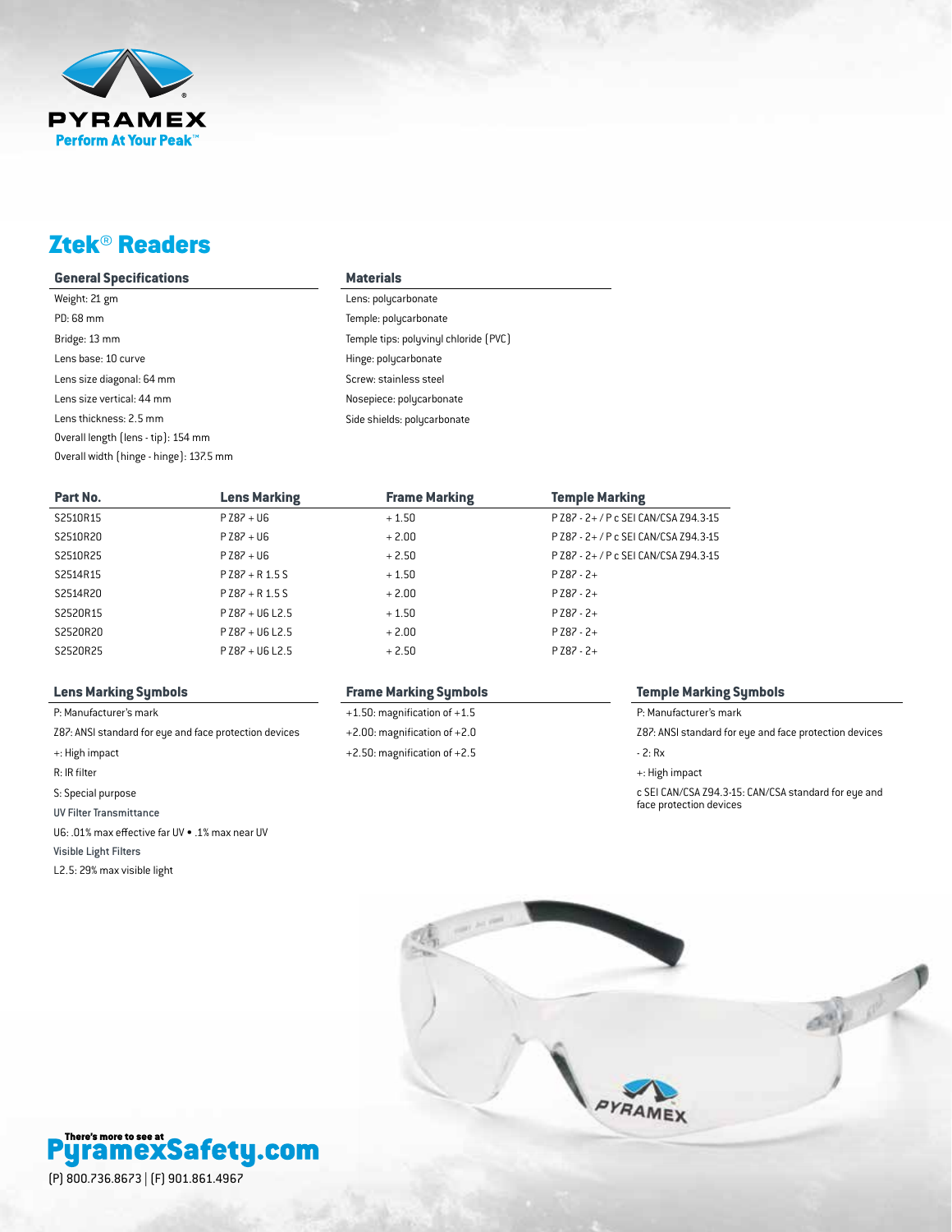PYRAMEX

Perform At Your Peak™

# Ztek® Readers

### General Specifications

Weight: 21 gm

PD: 68 mm

Bridge: 13 mm

Lens base: 10 curve

Lens size diagonal: 64 mm

Lens size vertical: 44 mm

Lens thickness: 2.5 mm

Overall length (lens - tip): 154 mm

Overall width (hinge - hinge): 137.5 mm

### Materials

Lens: polycarbonate

Temple: polycarbonate

Temple tips: polyvinyl chloride (PVC)

Hinge: polycarbonate

Screw: stainless steel

Nosepiece: polycarbonate

Side shields: polycarbonate

| Part No. | Lens Marking | Frame Marking | Temple Marking |
|---|---|---|---|
| S2510R15 | P Z87 + U6 | + 1.50 | P Z87 - 2+ / P c SEI CAN/CSA Z94.3-15 |
| S2510R20 | P Z87 + U6 | + 2.00 | P Z87 - 2+ / P c SEI CAN/CSA Z94.3-15 |
| S2510R25 | P Z87 + U6 | + 2.50 | P Z87 - 2+ / P c SEI CAN/CSA Z94.3-15 |
| S2514R15 | P Z87 + R 1.5 S | + 1.50 | P Z87 - 2+ |
| S2514R20 | P Z87 + R 1.5 S | + 2.00 | P Z87 - 2+ |
| S2520R15 | P Z87 + U6 L2.5 | + 1.50 | P Z87 - 2+ |
| S2520R20 | P Z87 + U6 L2.5 | + 2.00 | P Z87 - 2+ |
| S2520R25 | P Z87 + U6 L2.5 | + 2.50 | P Z87 - 2+ |

### Lens Marking Symbols

P: Manufacturer's mark

Z87: ANSI standard for eye and face protection devices

+: High impact

R: IR filter

S: Special purpose

UV Filter Transmittance

U6: .01% max effective far UV • .1% max near UV

Visible Light Filters

L2.5: 29% max visible light

### Frame Marking Symbols

+1.50: magnification of +1.5

+2.00: magnification of +2.0

+2.50: magnification of +2.5

### Temple Marking Symbols

P: Manufacturer's mark

Z87: ANSI standard for eye and face protection devices

- 2: Rx

+: High impact

c SEI CAN/CSA Z94.3-15: CAN/CSA standard for eye and face protection devices

There's more to see at **PyramexSafety.com**

(P) 800.736.8673 | (F) 901.861.4967